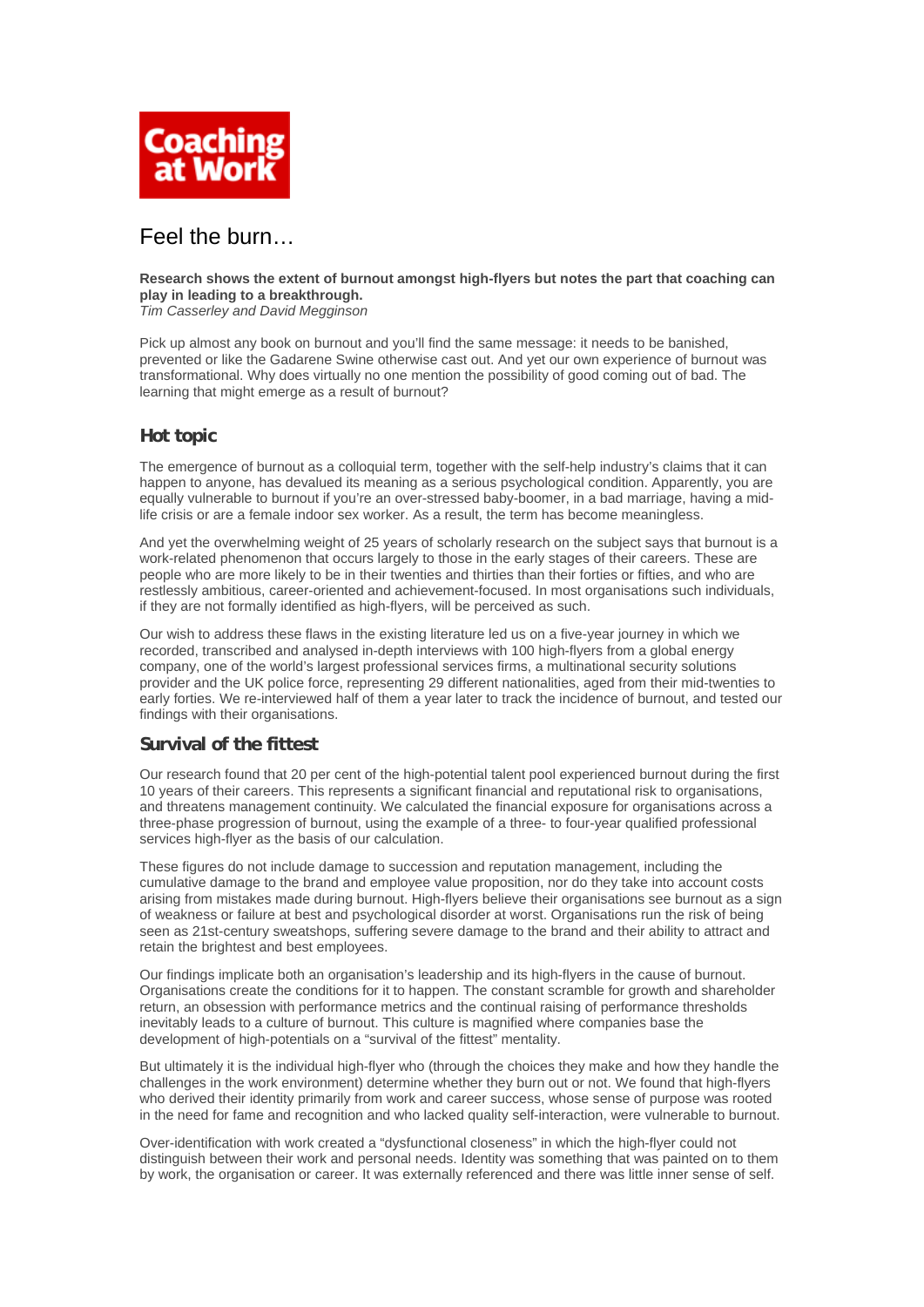Coaching at Work

# Feel the burn…

**Research shows the extent of burnout amongst high-flyers but notes the part that coaching can play in leading to a breakthrough.**
*Tim Casserley and David Megginson*

Pick up almost any book on burnout and you'll find the same message: it needs to be banished, prevented or like the Gadarene Swine otherwise cast out. And yet our own experience of burnout was transformational. Why does virtually no one mention the possibility of good coming out of bad. The learning that might emerge as a result of burnout?

## Hot topic

The emergence of burnout as a colloquial term, together with the self-help industry's claims that it can happen to anyone, has devalued its meaning as a serious psychological condition. Apparently, you are equally vulnerable to burnout if you're an over-stressed baby-boomer, in a bad marriage, having a mid-life crisis or are a female indoor sex worker. As a result, the term has become meaningless.

And yet the overwhelming weight of 25 years of scholarly research on the subject says that burnout is a work-related phenomenon that occurs largely to those in the early stages of their careers. These are people who are more likely to be in their twenties and thirties than their forties or fifties, and who are restlessly ambitious, career-oriented and achievement-focused. In most organisations such individuals, if they are not formally identified as high-flyers, will be perceived as such.

Our wish to address these flaws in the existing literature led us on a five-year journey in which we recorded, transcribed and analysed in-depth interviews with 100 high-flyers from a global energy company, one of the world's largest professional services firms, a multinational security solutions provider and the UK police force, representing 29 different nationalities, aged from their mid-twenties to early forties. We re-interviewed half of them a year later to track the incidence of burnout, and tested our findings with their organisations.

## Survival of the fittest

Our research found that 20 per cent of the high-potential talent pool experienced burnout during the first 10 years of their careers. This represents a significant financial and reputational risk to organisations, and threatens management continuity. We calculated the financial exposure for organisations across a three-phase progression of burnout, using the example of a three- to four-year qualified professional services high-flyer as the basis of our calculation.

These figures do not include damage to succession and reputation management, including the cumulative damage to the brand and employee value proposition, nor do they take into account costs arising from mistakes made during burnout. High-flyers believe their organisations see burnout as a sign of weakness or failure at best and psychological disorder at worst. Organisations run the risk of being seen as 21st-century sweatshops, suffering severe damage to the brand and their ability to attract and retain the brightest and best employees.

Our findings implicate both an organisation's leadership and its high-flyers in the cause of burnout. Organisations create the conditions for it to happen. The constant scramble for growth and shareholder return, an obsession with performance metrics and the continual raising of performance thresholds inevitably leads to a culture of burnout. This culture is magnified where companies base the development of high-potentials on a "survival of the fittest" mentality.

But ultimately it is the individual high-flyer who (through the choices they make and how they handle the challenges in the work environment) determine whether they burn out or not. We found that high-flyers who derived their identity primarily from work and career success, whose sense of purpose was rooted in the need for fame and recognition and who lacked quality self-interaction, were vulnerable to burnout.

Over-identification with work created a "dysfunctional closeness" in which the high-flyer could not distinguish between their work and personal needs. Identity was something that was painted on to them by work, the organisation or career. It was externally referenced and there was little inner sense of self.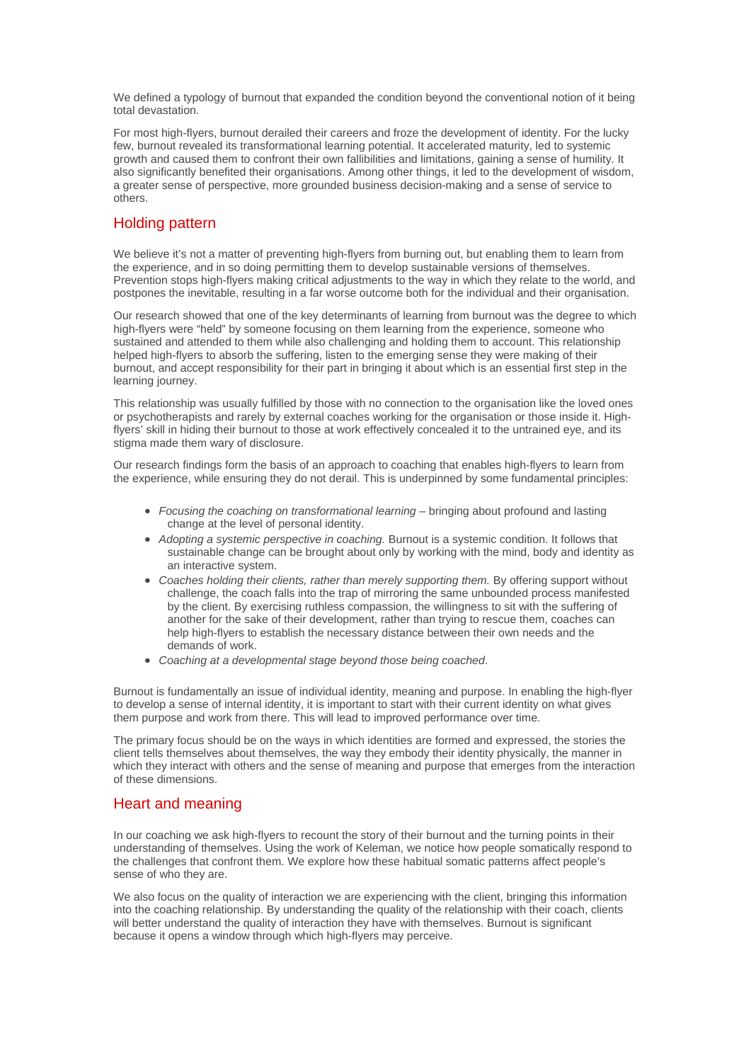We defined a typology of burnout that expanded the condition beyond the conventional notion of it being total devastation.

For most high-flyers, burnout derailed their careers and froze the development of identity. For the lucky few, burnout revealed its transformational learning potential. It accelerated maturity, led to systemic growth and caused them to confront their own fallibilities and limitations, gaining a sense of humility. It also significantly benefited their organisations. Among other things, it led to the development of wisdom, a greater sense of perspective, more grounded business decision-making and a sense of service to others.

## Holding pattern

We believe it's not a matter of preventing high-flyers from burning out, but enabling them to learn from the experience, and in so doing permitting them to develop sustainable versions of themselves. Prevention stops high-flyers making critical adjustments to the way in which they relate to the world, and postpones the inevitable, resulting in a far worse outcome both for the individual and their organisation.

Our research showed that one of the key determinants of learning from burnout was the degree to which high-flyers were "held" by someone focusing on them learning from the experience, someone who sustained and attended to them while also challenging and holding them to account. This relationship helped high-flyers to absorb the suffering, listen to the emerging sense they were making of their burnout, and accept responsibility for their part in bringing it about which is an essential first step in the learning journey.

This relationship was usually fulfilled by those with no connection to the organisation like the loved ones or psychotherapists and rarely by external coaches working for the organisation or those inside it. High-flyers' skill in hiding their burnout to those at work effectively concealed it to the untrained eye, and its stigma made them wary of disclosure.

Our research findings form the basis of an approach to coaching that enables high-flyers to learn from the experience, while ensuring they do not derail. This is underpinned by some fundamental principles:

- *Focusing the coaching on transformational learning* – bringing about profound and lasting change at the level of personal identity.
- *Adopting a systemic perspective in coaching.* Burnout is a systemic condition. It follows that sustainable change can be brought about only by working with the mind, body and identity as an interactive system.
- *Coaches holding their clients, rather than merely supporting them.* By offering support without challenge, the coach falls into the trap of mirroring the same unbounded process manifested by the client. By exercising ruthless compassion, the willingness to sit with the suffering of another for the sake of their development, rather than trying to rescue them, coaches can help high-flyers to establish the necessary distance between their own needs and the demands of work.
- *Coaching at a developmental stage beyond those being coached*.

Burnout is fundamentally an issue of individual identity, meaning and purpose. In enabling the high-flyer to develop a sense of internal identity, it is important to start with their current identity on what gives them purpose and work from there. This will lead to improved performance over time.

The primary focus should be on the ways in which identities are formed and expressed, the stories the client tells themselves about themselves, the way they embody their identity physically, the manner in which they interact with others and the sense of meaning and purpose that emerges from the interaction of these dimensions.

## Heart and meaning

In our coaching we ask high-flyers to recount the story of their burnout and the turning points in their understanding of themselves. Using the work of Keleman, we notice how people somatically respond to the challenges that confront them. We explore how these habitual somatic patterns affect people's sense of who they are.

We also focus on the quality of interaction we are experiencing with the client, bringing this information into the coaching relationship. By understanding the quality of the relationship with their coach, clients will better understand the quality of interaction they have with themselves. Burnout is significant because it opens a window through which high-flyers may perceive.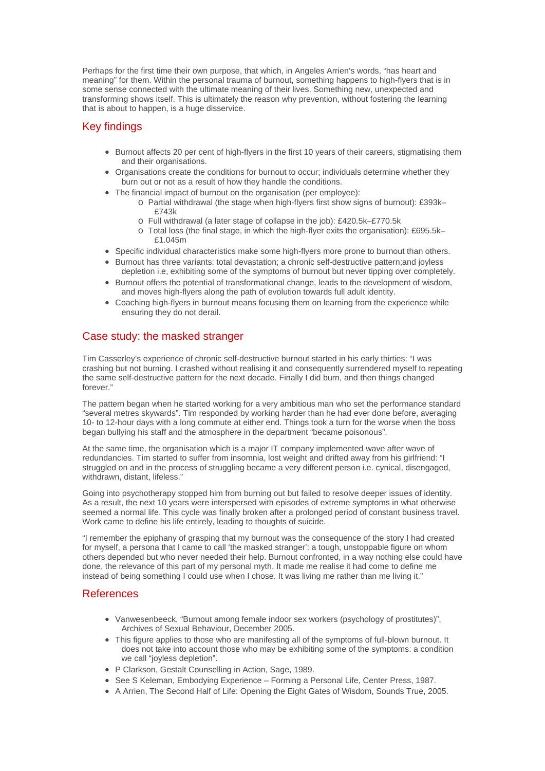Perhaps for the first time their own purpose, that which, in Angeles Arrien's words, "has heart and meaning" for them. Within the personal trauma of burnout, something happens to high-flyers that is in some sense connected with the ultimate meaning of their lives. Something new, unexpected and transforming shows itself. This is ultimately the reason why prevention, without fostering the learning that is about to happen, is a huge disservice.

## Key findings

- Burnout affects 20 per cent of high-flyers in the first 10 years of their careers, stigmatising them and their organisations.
- Organisations create the conditions for burnout to occur; individuals determine whether they burn out or not as a result of how they handle the conditions.
- The financial impact of burnout on the organisation (per employee):
  - Partial withdrawal (the stage when high-flyers first show signs of burnout): £393k–£743k
  - Full withdrawal (a later stage of collapse in the job): £420.5k–£770.5k
  - Total loss (the final stage, in which the high-flyer exits the organisation): £695.5k–£1.045m
- Specific individual characteristics make some high-flyers more prone to burnout than others.
- Burnout has three variants: total devastation; a chronic self-destructive pattern;and joyless depletion i.e, exhibiting some of the symptoms of burnout but never tipping over completely.
- Burnout offers the potential of transformational change, leads to the development of wisdom, and moves high-flyers along the path of evolution towards full adult identity.
- Coaching high-flyers in burnout means focusing them on learning from the experience while ensuring they do not derail.

## Case study: the masked stranger

Tim Casserley's experience of chronic self-destructive burnout started in his early thirties: "I was crashing but not burning. I crashed without realising it and consequently surrendered myself to repeating the same self-destructive pattern for the next decade. Finally I did burn, and then things changed forever."

The pattern began when he started working for a very ambitious man who set the performance standard "several metres skywards". Tim responded by working harder than he had ever done before, averaging 10- to 12-hour days with a long commute at either end. Things took a turn for the worse when the boss began bullying his staff and the atmosphere in the department "became poisonous".

At the same time, the organisation which is a major IT company implemented wave after wave of redundancies. Tim started to suffer from insomnia, lost weight and drifted away from his girlfriend: "I struggled on and in the process of struggling became a very different person i.e. cynical, disengaged, withdrawn, distant, lifeless."

Going into psychotherapy stopped him from burning out but failed to resolve deeper issues of identity. As a result, the next 10 years were interspersed with episodes of extreme symptoms in what otherwise seemed a normal life. This cycle was finally broken after a prolonged period of constant business travel. Work came to define his life entirely, leading to thoughts of suicide.

"I remember the epiphany of grasping that my burnout was the consequence of the story I had created for myself, a persona that I came to call 'the masked stranger': a tough, unstoppable figure on whom others depended but who never needed their help. Burnout confronted, in a way nothing else could have done, the relevance of this part of my personal myth. It made me realise it had come to define me instead of being something I could use when I chose. It was living me rather than me living it."

## References

- Vanwesenbeeck, "Burnout among female indoor sex workers (psychology of prostitutes)", Archives of Sexual Behaviour, December 2005.
- This figure applies to those who are manifesting all of the symptoms of full-blown burnout. It does not take into account those who may be exhibiting some of the symptoms: a condition we call "joyless depletion".
- P Clarkson, Gestalt Counselling in Action, Sage, 1989.
- See S Keleman, Embodying Experience – Forming a Personal Life, Center Press, 1987.
- A Arrien, The Second Half of Life: Opening the Eight Gates of Wisdom, Sounds True, 2005.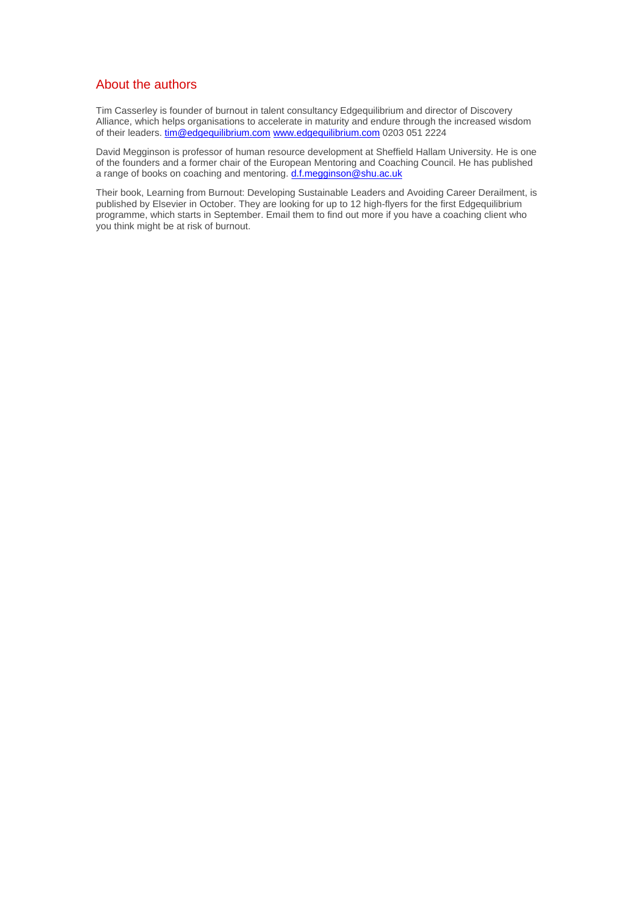## About the authors

Tim Casserley is founder of burnout in talent consultancy Edgequilibrium and director of Discovery Alliance, which helps organisations to accelerate in maturity and endure through the increased wisdom of their leaders. tim@edgequilibrium.com www.edgequilibrium.com 0203 051 2224

David Megginson is professor of human resource development at Sheffield Hallam University. He is one of the founders and a former chair of the European Mentoring and Coaching Council. He has published a range of books on coaching and mentoring. d.f.megginson@shu.ac.uk

Their book, Learning from Burnout: Developing Sustainable Leaders and Avoiding Career Derailment, is published by Elsevier in October. They are looking for up to 12 high-flyers for the first Edgequilibrium programme, which starts in September. Email them to find out more if you have a coaching client who you think might be at risk of burnout.